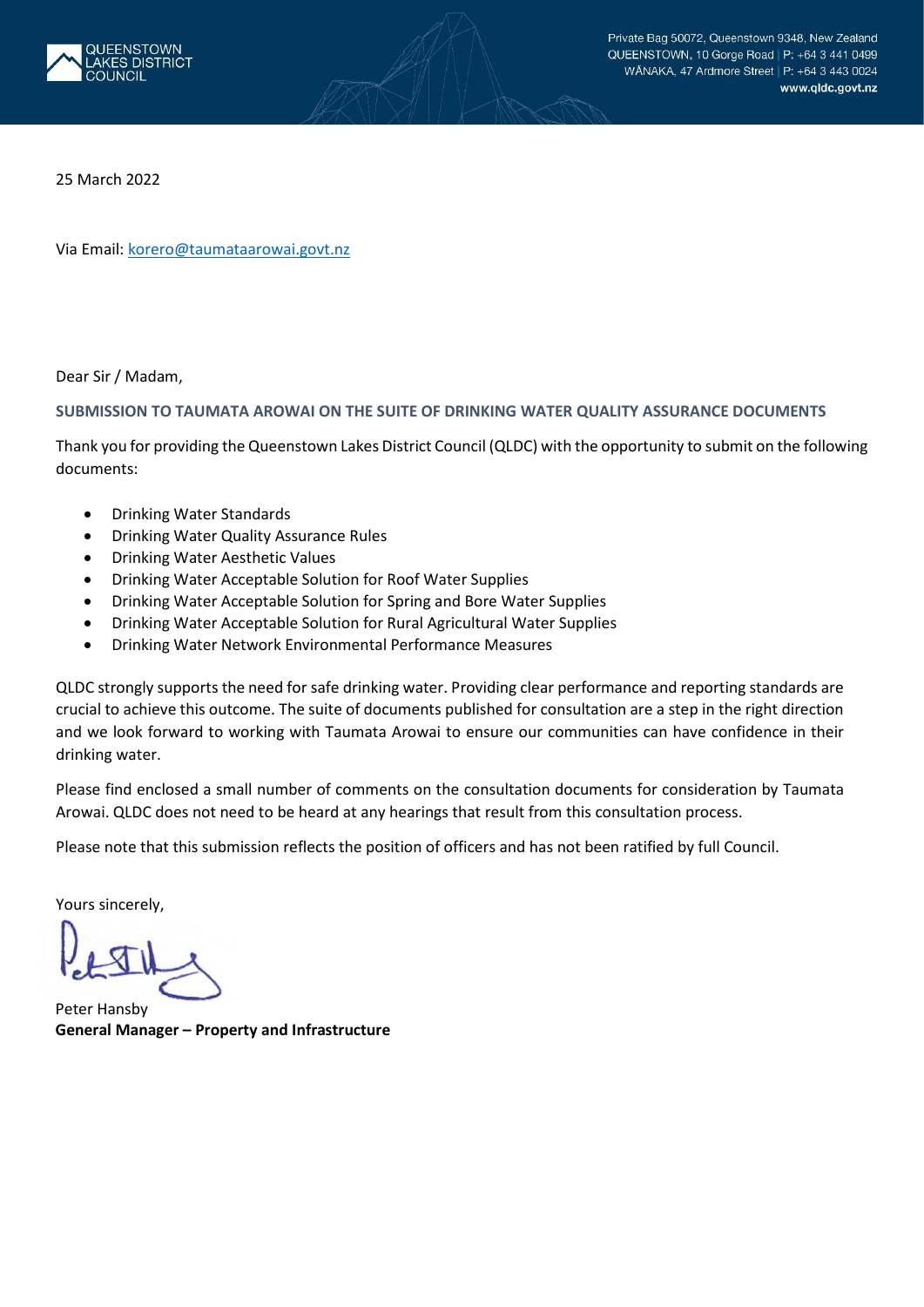QUEENSTOWN LAKES DISTRICT COUNCIL

Private Bag 50072, Queenstown 9348, New Zealand
QUEENSTOWN, 10 Gorge Road | P: +64 3 441 0499
WĀNAKA, 47 Ardmore Street | P: +64 3 443 0024
**www.qldc.govt.nz**

25 March 2022

Via Email: korero@taumataarowai.govt.nz

Dear Sir / Madam,

**SUBMISSION TO TAUMATA AROWAI ON THE SUITE OF DRINKING WATER QUALITY ASSURANCE DOCUMENTS**

Thank you for providing the Queenstown Lakes District Council (QLDC) with the opportunity to submit on the following documents:

- Drinking Water Standards
- Drinking Water Quality Assurance Rules
- Drinking Water Aesthetic Values
- Drinking Water Acceptable Solution for Roof Water Supplies
- Drinking Water Acceptable Solution for Spring and Bore Water Supplies
- Drinking Water Acceptable Solution for Rural Agricultural Water Supplies
- Drinking Water Network Environmental Performance Measures

QLDC strongly supports the need for safe drinking water. Providing clear performance and reporting standards are crucial to achieve this outcome. The suite of documents published for consultation are a step in the right direction and we look forward to working with Taumata Arowai to ensure our communities can have confidence in their drinking water.

Please find enclosed a small number of comments on the consultation documents for consideration by Taumata Arowai. QLDC does not need to be heard at any hearings that result from this consultation process.

Please note that this submission reflects the position of officers and has not been ratified by full Council.

Yours sincerely,

Peter Hansby
**General Manager – Property and Infrastructure**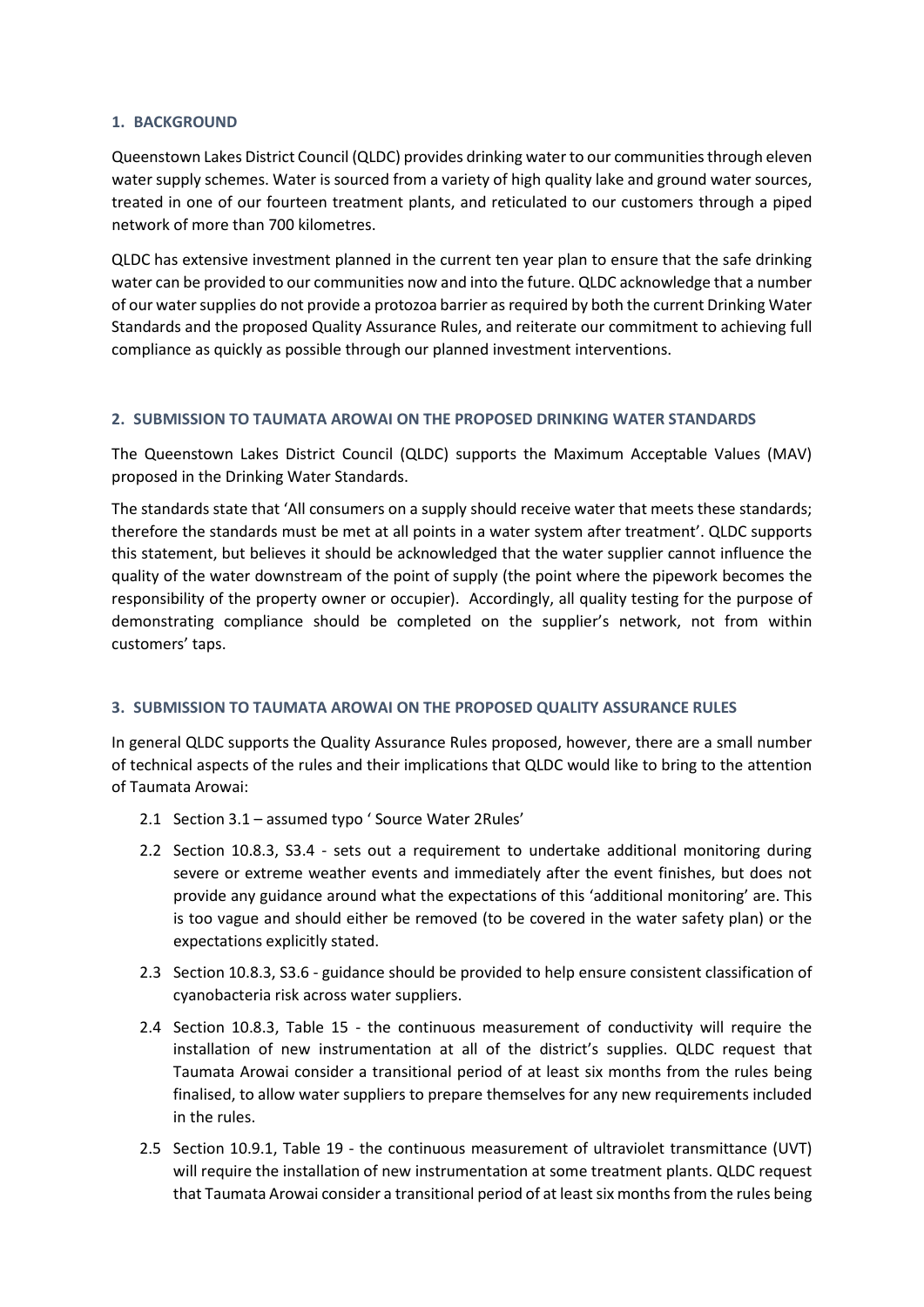**1. BACKGROUND**

Queenstown Lakes District Council (QLDC) provides drinking water to our communities through eleven water supply schemes. Water is sourced from a variety of high quality lake and ground water sources, treated in one of our fourteen treatment plants, and reticulated to our customers through a piped network of more than 700 kilometres.

QLDC has extensive investment planned in the current ten year plan to ensure that the safe drinking water can be provided to our communities now and into the future. QLDC acknowledge that a number of our water supplies do not provide a protozoa barrier as required by both the current Drinking Water Standards and the proposed Quality Assurance Rules, and reiterate our commitment to achieving full compliance as quickly as possible through our planned investment interventions.

**2. SUBMISSION TO TAUMATA AROWAI ON THE PROPOSED DRINKING WATER STANDARDS**

The Queenstown Lakes District Council (QLDC) supports the Maximum Acceptable Values (MAV) proposed in the Drinking Water Standards.

The standards state that 'All consumers on a supply should receive water that meets these standards; therefore the standards must be met at all points in a water system after treatment'. QLDC supports this statement, but believes it should be acknowledged that the water supplier cannot influence the quality of the water downstream of the point of supply (the point where the pipework becomes the responsibility of the property owner or occupier). Accordingly, all quality testing for the purpose of demonstrating compliance should be completed on the supplier's network, not from within customers' taps.

**3. SUBMISSION TO TAUMATA AROWAI ON THE PROPOSED QUALITY ASSURANCE RULES**

In general QLDC supports the Quality Assurance Rules proposed, however, there are a small number of technical aspects of the rules and their implications that QLDC would like to bring to the attention of Taumata Arowai:

2.1 Section 3.1 – assumed typo ' Source Water 2Rules'

2.2 Section 10.8.3, S3.4 - sets out a requirement to undertake additional monitoring during severe or extreme weather events and immediately after the event finishes, but does not provide any guidance around what the expectations of this 'additional monitoring' are. This is too vague and should either be removed (to be covered in the water safety plan) or the expectations explicitly stated.

2.3 Section 10.8.3, S3.6 - guidance should be provided to help ensure consistent classification of cyanobacteria risk across water suppliers.

2.4 Section 10.8.3, Table 15 - the continuous measurement of conductivity will require the installation of new instrumentation at all of the district's supplies. QLDC request that Taumata Arowai consider a transitional period of at least six months from the rules being finalised, to allow water suppliers to prepare themselves for any new requirements included in the rules.

2.5 Section 10.9.1, Table 19 - the continuous measurement of ultraviolet transmittance (UVT) will require the installation of new instrumentation at some treatment plants. QLDC request that Taumata Arowai consider a transitional period of at least six months from the rules being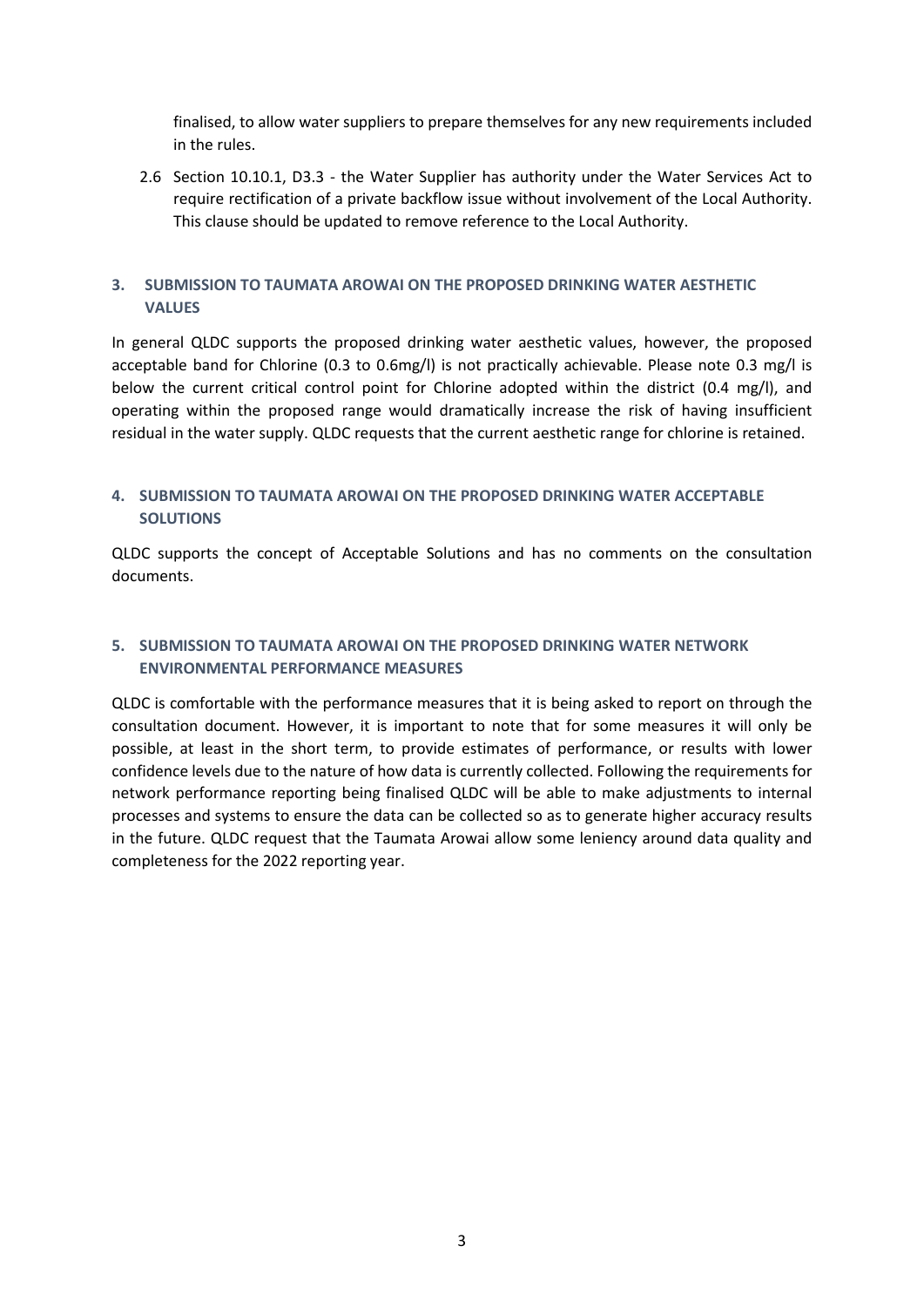finalised, to allow water suppliers to prepare themselves for any new requirements included in the rules.

2.6 Section 10.10.1, D3.3 - the Water Supplier has authority under the Water Services Act to require rectification of a private backflow issue without involvement of the Local Authority. This clause should be updated to remove reference to the Local Authority.

## 3. SUBMISSION TO TAUMATA AROWAI ON THE PROPOSED DRINKING WATER AESTHETIC VALUES

In general QLDC supports the proposed drinking water aesthetic values, however, the proposed acceptable band for Chlorine (0.3 to 0.6mg/l) is not practically achievable. Please note 0.3 mg/l is below the current critical control point for Chlorine adopted within the district (0.4 mg/l), and operating within the proposed range would dramatically increase the risk of having insufficient residual in the water supply. QLDC requests that the current aesthetic range for chlorine is retained.

## 4. SUBMISSION TO TAUMATA AROWAI ON THE PROPOSED DRINKING WATER ACCEPTABLE SOLUTIONS

QLDC supports the concept of Acceptable Solutions and has no comments on the consultation documents.

## 5. SUBMISSION TO TAUMATA AROWAI ON THE PROPOSED DRINKING WATER NETWORK ENVIRONMENTAL PERFORMANCE MEASURES

QLDC is comfortable with the performance measures that it is being asked to report on through the consultation document. However, it is important to note that for some measures it will only be possible, at least in the short term, to provide estimates of performance, or results with lower confidence levels due to the nature of how data is currently collected. Following the requirements for network performance reporting being finalised QLDC will be able to make adjustments to internal processes and systems to ensure the data can be collected so as to generate higher accuracy results in the future. QLDC request that the Taumata Arowai allow some leniency around data quality and completeness for the 2022 reporting year.